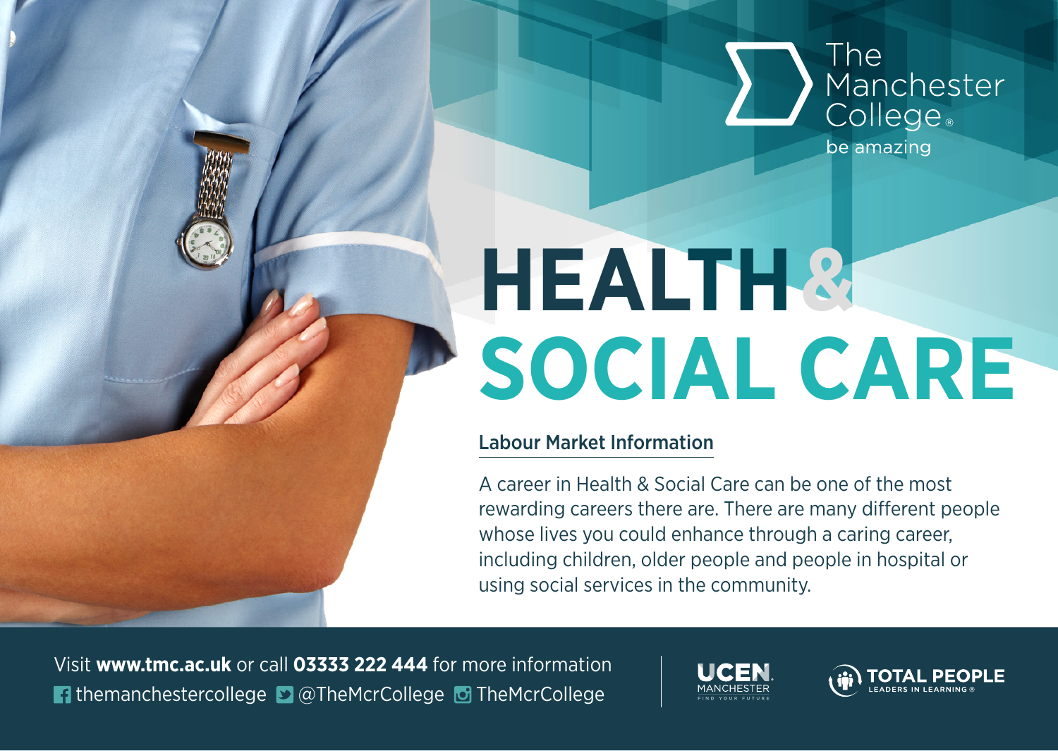The Manchester College
be amazing

# HEALTH & SOCIAL CARE

## Labour Market Information

A career in Health & Social Care can be one of the most rewarding careers there are. There are many different people whose lives you could enhance through a caring career, including children, older people and people in hospital or using social services in the community.

Visit **www.tmc.ac.uk** or call **03333 222 444** for more information

themanchestercollege @TheMcrCollege TheMcrCollege

UCEN MANCHESTER FIND YOUR FUTURE

TOTAL PEOPLE LEADERS IN LEARNING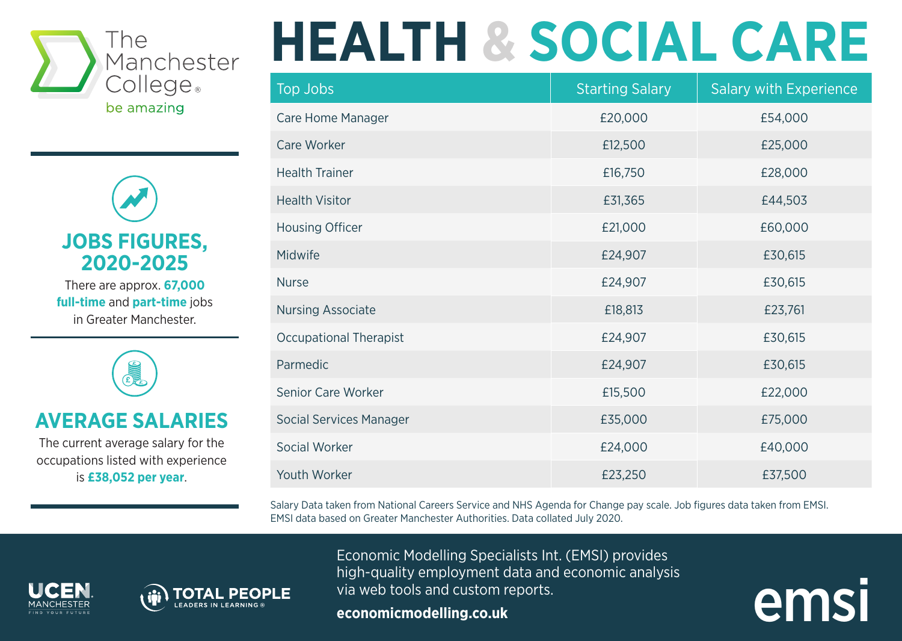The Manchester College

be amazing

# HEALTH & SOCIAL CARE

## JOBS FIGURES, 2020-2025

There are approx. **67,000 full-time** and **part-time** jobs in Greater Manchester.

## AVERAGE SALARIES

The current average salary for the occupations listed with experience is **£38,052 per year**.

| Top Jobs | Starting Salary | Salary with Experience |
|---|---|---|
| Care Home Manager | £20,000 | £54,000 |
| Care Worker | £12,500 | £25,000 |
| Health Trainer | £16,750 | £28,000 |
| Health Visitor | £31,365 | £44,503 |
| Housing Officer | £21,000 | £60,000 |
| Midwife | £24,907 | £30,615 |
| Nurse | £24,907 | £30,615 |
| Nursing Associate | £18,813 | £23,761 |
| Occupational Therapist | £24,907 | £30,615 |
| Parmedic | £24,907 | £30,615 |
| Senior Care Worker | £15,500 | £22,000 |
| Social Services Manager | £35,000 | £75,000 |
| Social Worker | £24,000 | £40,000 |
| Youth Worker | £23,250 | £37,500 |

Salary Data taken from National Careers Service and NHS Agenda for Change pay scale. Job figures data taken from EMSI. EMSI data based on Greater Manchester Authorities. Data collated July 2020.

UCEN MANCHESTER FIND YOUR FUTURE

TOTAL PEOPLE LEADERS IN LEARNING

Economic Modelling Specialists Int. (EMSI) provides high-quality employment data and economic analysis via web tools and custom reports.

**economicmodelling.co.uk**

emsi